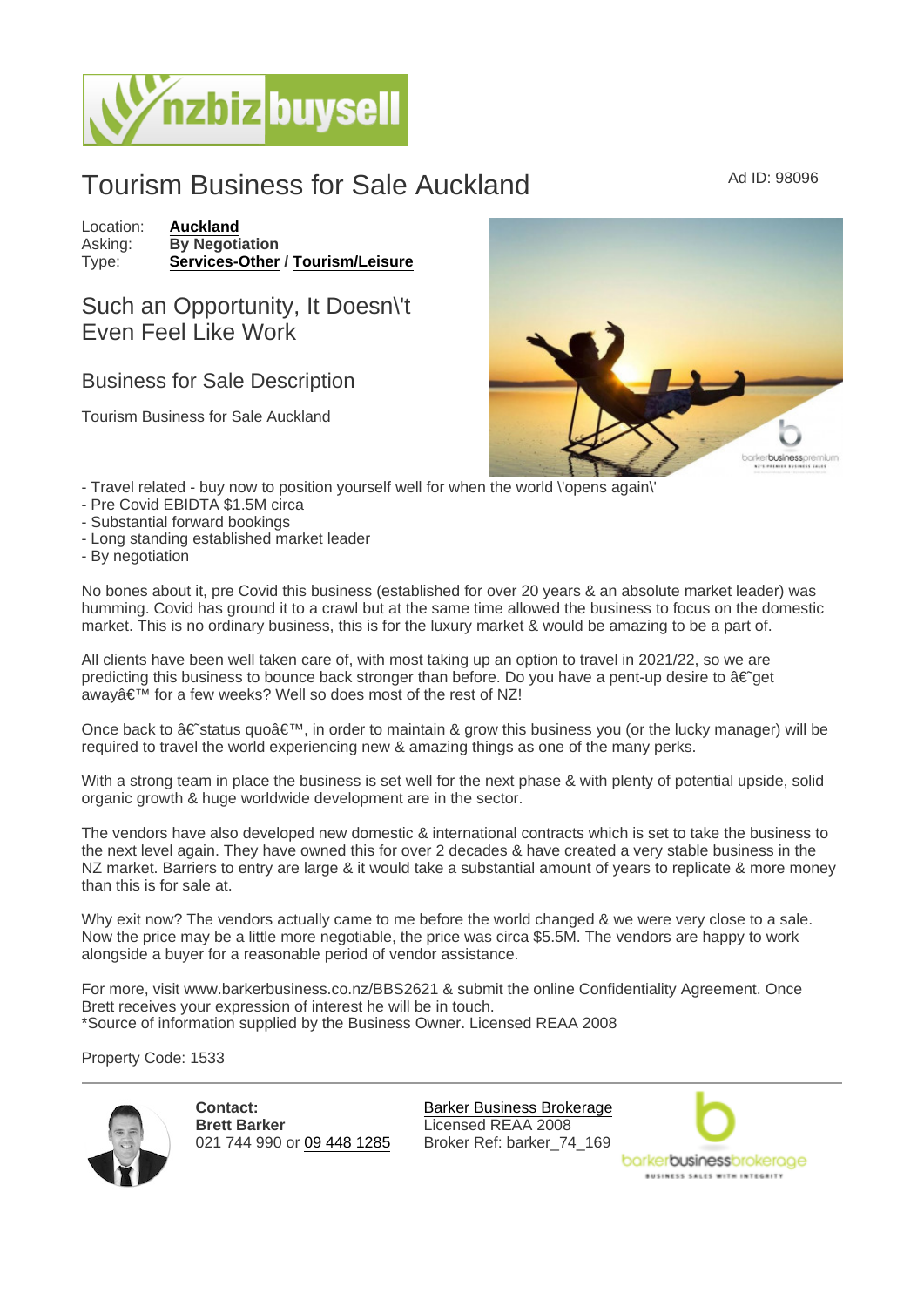# Tourism Business for Sale Auckland

Ad ID: 98096

Location: **Auckland**
Asking: **By Negotiation**
Type: **Services-Other / Tourism/Leisure**

## Such an Opportunity, It Doesn\'t Even Feel Like Work

## Business for Sale Description

Tourism Business for Sale Auckland

- Travel related - buy now to position yourself well for when the world \'opens again\'
- Pre Covid EBIDTA $1.5M circa
- Substantial forward bookings
- Long standing established market leader
- By negotiation

No bones about it, pre Covid this business (established for over 20 years & an absolute market leader) was humming. Covid has ground it to a crawl but at the same time allowed the business to focus on the domestic market. This is no ordinary business, this is for the luxury market & would be amazing to be a part of.

All clients have been well taken care of, with most taking up an option to travel in 2021/22, so we are predicting this business to bounce back stronger than before. Do you have a pent-up desire to â€˜get awayâ€™ for a few weeks? Well so does most of the rest of NZ!

Once back to â€˜status quoâ€™, in order to maintain & grow this business you (or the lucky manager) will be required to travel the world experiencing new & amazing things as one of the many perks.

With a strong team in place the business is set well for the next phase & with plenty of potential upside, solid organic growth & huge worldwide development are in the sector.

The vendors have also developed new domestic & international contracts which is set to take the business to the next level again. They have owned this for over 2 decades & have created a very stable business in the NZ market. Barriers to entry are large & it would take a substantial amount of years to replicate & more money than this is for sale at.

Why exit now? The vendors actually came to me before the world changed & we were very close to a sale. Now the price may be a little more negotiable, the price was circa $5.5M. The vendors are happy to work alongside a buyer for a reasonable period of vendor assistance.

For more, visit www.barkerbusiness.co.nz/BBS2621 & submit the online Confidentiality Agreement. Once Brett receives your expression of interest he will be in touch.
*Source of information supplied by the Business Owner. Licensed REAA 2008

Property Code: 1533

---

**Contact:**
**Brett Barker**
021 744 990 or 09 448 1285

Barker Business Brokerage
Licensed REAA 2008
Broker Ref: barker_74_169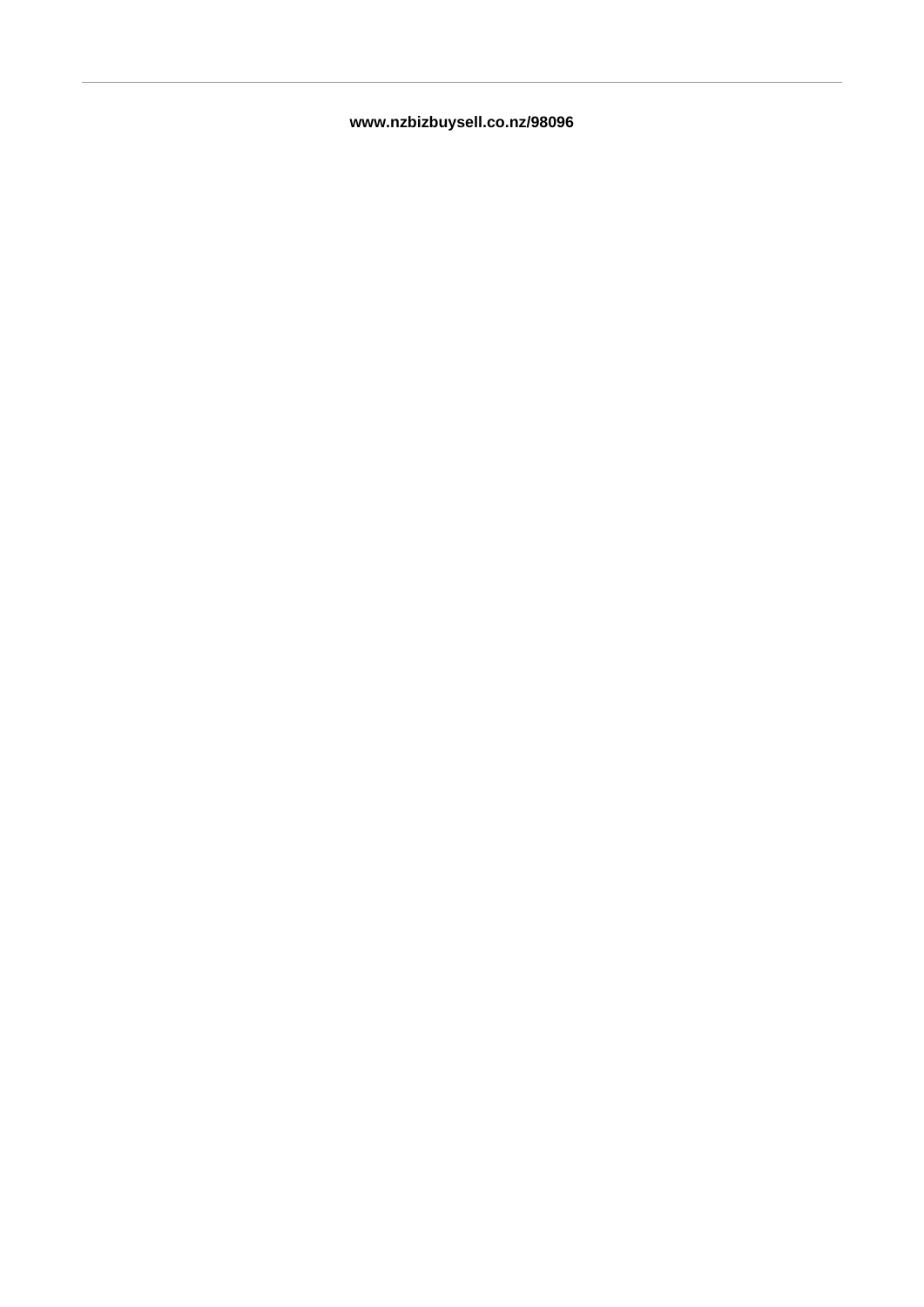**www.nzbizbuysell.co.nz/98096**